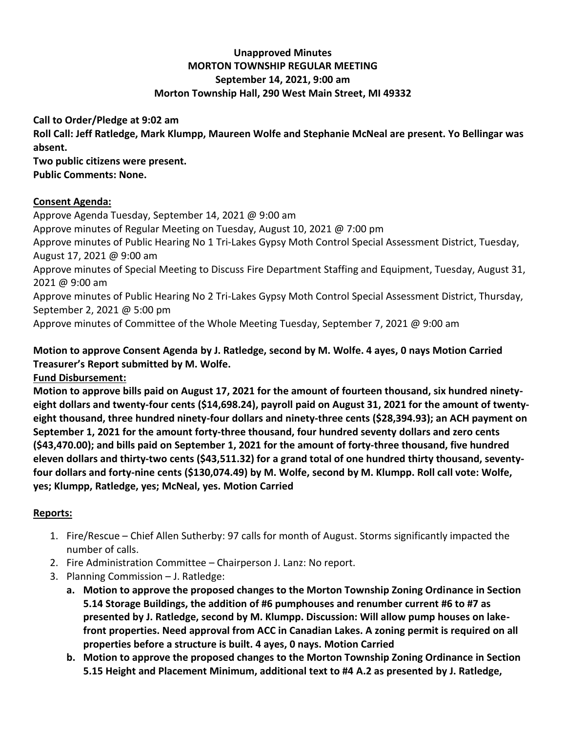**Unapproved Minutes**
**MORTON TOWNSHIP REGULAR MEETING**
**September 14, 2021, 9:00 am**
**Morton Township Hall, 290 West Main Street, MI 49332**

**Call to Order/Pledge at 9:02 am**
**Roll Call: Jeff Ratledge, Mark Klumpp, Maureen Wolfe and Stephanie McNeal are present. Yo Bellingar was absent.**
**Two public citizens were present.**
**Public Comments: None.**

**Consent Agenda:**

Approve Agenda Tuesday, September 14, 2021 @ 9:00 am
Approve minutes of Regular Meeting on Tuesday, August 10, 2021 @ 7:00 pm
Approve minutes of Public Hearing No 1 Tri-Lakes Gypsy Moth Control Special Assessment District, Tuesday, August 17, 2021 @ 9:00 am
Approve minutes of Special Meeting to Discuss Fire Department Staffing and Equipment, Tuesday, August 31, 2021 @ 9:00 am
Approve minutes of Public Hearing No 2 Tri-Lakes Gypsy Moth Control Special Assessment District, Thursday, September 2, 2021 @ 5:00 pm
Approve minutes of Committee of the Whole Meeting Tuesday, September 7, 2021 @ 9:00 am

**Motion to approve Consent Agenda by J. Ratledge, second by M. Wolfe. 4 ayes, 0 nays Motion Carried**
**Treasurer's Report submitted by M. Wolfe.**

**Fund Disbursement:**

**Motion to approve bills paid on August 17, 2021 for the amount of fourteen thousand, six hundred ninety-eight dollars and twenty-four cents ($14,698.24), payroll paid on August 31, 2021 for the amount of twenty-eight thousand, three hundred ninety-four dollars and ninety-three cents ($28,394.93); an ACH payment on September 1, 2021 for the amount forty-three thousand, four hundred seventy dollars and zero cents ($43,470.00); and bills paid on September 1, 2021 for the amount of forty-three thousand, five hundred eleven dollars and thirty-two cents ($43,511.32) for a grand total of one hundred thirty thousand, seventy-four dollars and forty-nine cents ($130,074.49) by M. Wolfe, second by M. Klumpp. Roll call vote: Wolfe, yes; Klumpp, Ratledge, yes; McNeal, yes. Motion Carried**

**Reports:**

1. Fire/Rescue – Chief Allen Sutherby: 97 calls for month of August. Storms significantly impacted the number of calls.
2. Fire Administration Committee – Chairperson J. Lanz: No report.
3. Planning Commission – J. Ratledge:
   a. **Motion to approve the proposed changes to the Morton Township Zoning Ordinance in Section 5.14 Storage Buildings, the addition of #6 pumphouses and renumber current #6 to #7 as presented by J. Ratledge, second by M. Klumpp. Discussion: Will allow pump houses on lake-front properties. Need approval from ACC in Canadian Lakes. A zoning permit is required on all properties before a structure is built. 4 ayes, 0 nays. Motion Carried**
   b. **Motion to approve the proposed changes to the Morton Township Zoning Ordinance in Section 5.15 Height and Placement Minimum, additional text to #4 A.2 as presented by J. Ratledge,**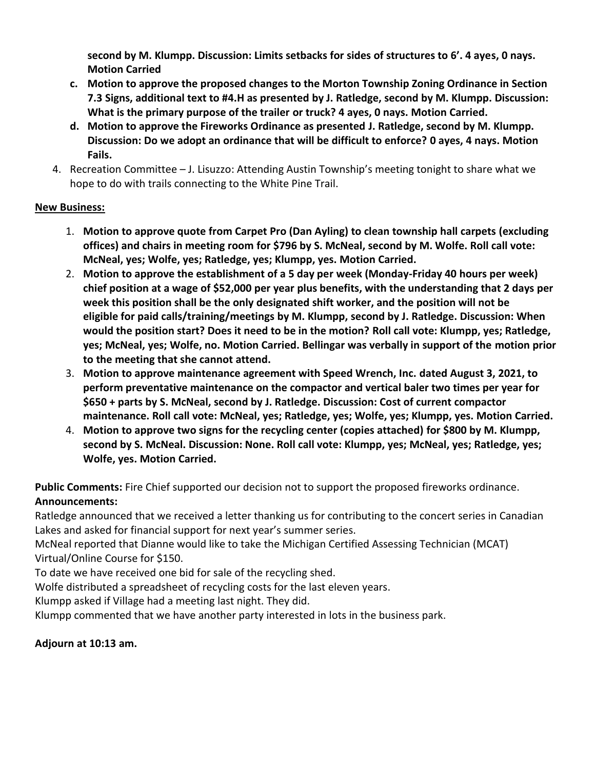**second by M. Klumpp. Discussion: Limits setbacks for sides of structures to 6'. 4 ayes, 0 nays. Motion Carried**

c. **Motion to approve the proposed changes to the Morton Township Zoning Ordinance in Section 7.3 Signs, additional text to #4.H as presented by J. Ratledge, second by M. Klumpp. Discussion: What is the primary purpose of the trailer or truck? 4 ayes, 0 nays. Motion Carried.**
d. **Motion to approve the Fireworks Ordinance as presented J. Ratledge, second by M. Klumpp. Discussion: Do we adopt an ordinance that will be difficult to enforce? 0 ayes, 4 nays. Motion Fails.**

4. Recreation Committee – J. Lisuzzo: Attending Austin Township's meeting tonight to share what we hope to do with trails connecting to the White Pine Trail.

**New Business:**

1. **Motion to approve quote from Carpet Pro (Dan Ayling) to clean township hall carpets (excluding offices) and chairs in meeting room for $796 by S. McNeal, second by M. Wolfe. Roll call vote: McNeal, yes; Wolfe, yes; Ratledge, yes; Klumpp, yes. Motion Carried.**
2. **Motion to approve the establishment of a 5 day per week (Monday-Friday 40 hours per week) chief position at a wage of $52,000 per year plus benefits, with the understanding that 2 days per week this position shall be the only designated shift worker, and the position will not be eligible for paid calls/training/meetings by M. Klumpp, second by J. Ratledge. Discussion: When would the position start? Does it need to be in the motion? Roll call vote: Klumpp, yes; Ratledge, yes; McNeal, yes; Wolfe, no. Motion Carried. Bellingar was verbally in support of the motion prior to the meeting that she cannot attend.**
3. **Motion to approve maintenance agreement with Speed Wrench, Inc. dated August 3, 2021, to perform preventative maintenance on the compactor and vertical baler two times per year for $650 + parts by S. McNeal, second by J. Ratledge. Discussion: Cost of current compactor maintenance. Roll call vote: McNeal, yes; Ratledge, yes; Wolfe, yes; Klumpp, yes. Motion Carried.**
4. **Motion to approve two signs for the recycling center (copies attached) for $800 by M. Klumpp, second by S. McNeal. Discussion: None. Roll call vote: Klumpp, yes; McNeal, yes; Ratledge, yes; Wolfe, yes. Motion Carried.**

**Public Comments:** Fire Chief supported our decision not to support the proposed fireworks ordinance.

**Announcements:**

Ratledge announced that we received a letter thanking us for contributing to the concert series in Canadian Lakes and asked for financial support for next year's summer series.

McNeal reported that Dianne would like to take the Michigan Certified Assessing Technician (MCAT) Virtual/Online Course for $150.

To date we have received one bid for sale of the recycling shed.

Wolfe distributed a spreadsheet of recycling costs for the last eleven years.

Klumpp asked if Village had a meeting last night. They did.

Klumpp commented that we have another party interested in lots in the business park.

**Adjourn at 10:13 am.**